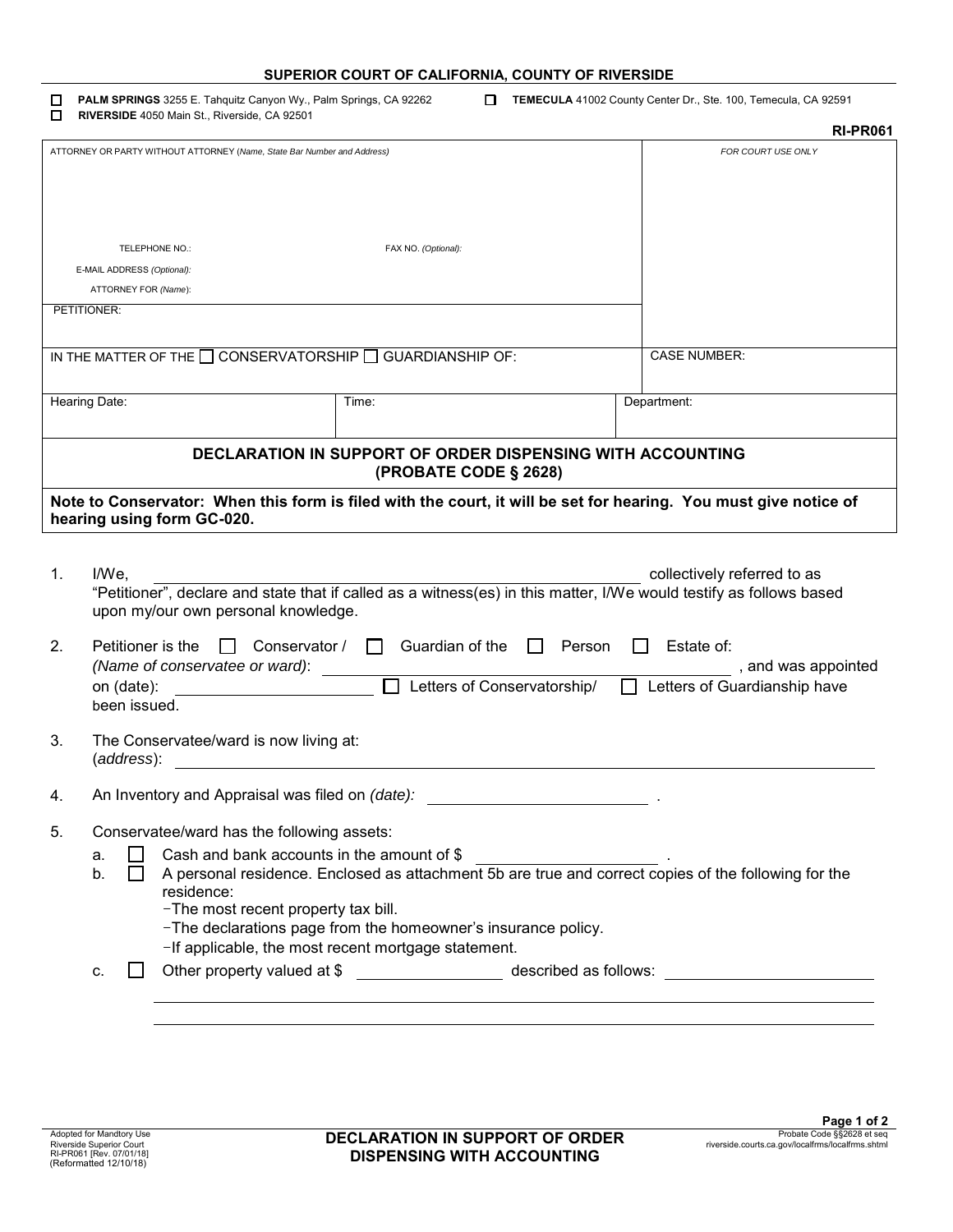**SUPERIOR COURT OF CALIFORNIA, COUNTY OF RIVERSIDE**

☐ **PALM SPRINGS** 3255 E. Tahquitz Canyon Wy., Palm Springs, CA 92262
☐ **RIVERSIDE** 4050 Main St., Riverside, CA 92501
☐ **TEMECULA** 41002 County Center Dr., Ste. 100, Temecula, CA 92591

**RI-PR061**

| | |
|---|---|
| ATTORNEY OR PARTY WITHOUT ATTORNEY (*Name, State Bar Number and Address*)<br><br>TELEPHONE NO.: FAX NO. (*Optional*):<br>E-MAIL ADDRESS (*Optional*):<br>ATTORNEY FOR (*Name*): | *FOR COURT USE ONLY* |
| PETITIONER: | |
| IN THE MATTER OF THE ☐ CONSERVATORSHIP ☐ GUARDIANSHIP OF: | CASE NUMBER: |

| Hearing Date: | Time: | Department: |
|---|---|---|

## DECLARATION IN SUPPORT OF ORDER DISPENSING WITH ACCOUNTING (PROBATE CODE § 2628)

**Note to Conservator: When this form is filed with the court, it will be set for hearing. You must give notice of hearing using form GC-020.**

1. I/We, ______________________ collectively referred to as "Petitioner", declare and state that if called as a witness(es) in this matter, I/We would testify as follows based upon my/our own personal knowledge.

2. Petitioner is the ☐ Conservator / ☐ Guardian of the ☐ Person ☐ Estate of: (*Name of conservatee or ward*): ______________________, and was appointed on (date): ______________ ☐ Letters of Conservatorship/ ☐ Letters of Guardianship have been issued.

3. The Conservatee/ward is now living at: (*address*): ______________________

4. An Inventory and Appraisal was filed on *(date):* ______________ .

5. Conservatee/ward has the following assets:
   a. ☐ Cash and bank accounts in the amount of $ ______________ .
   b. ☐ A personal residence. Enclosed as attachment 5b are true and correct copies of the following for the residence:
      - The most recent property tax bill.
      - The declarations page from the homeowner's insurance policy.
      - If applicable, the most recent mortgage statement.
   c. ☐ Other property valued at $ ______________ described as follows: ______________________

Adopted for Mandtory Use
Riverside Superior Court
RI-PR061 [Rev. 07/01/18]
(Reformatted 12/10/18)

**DECLARATION IN SUPPORT OF ORDER DISPENSING WITH ACCOUNTING**

Probate Code §§2628 et seq
riverside.courts.ca.gov/localfrms/localfrms.shtml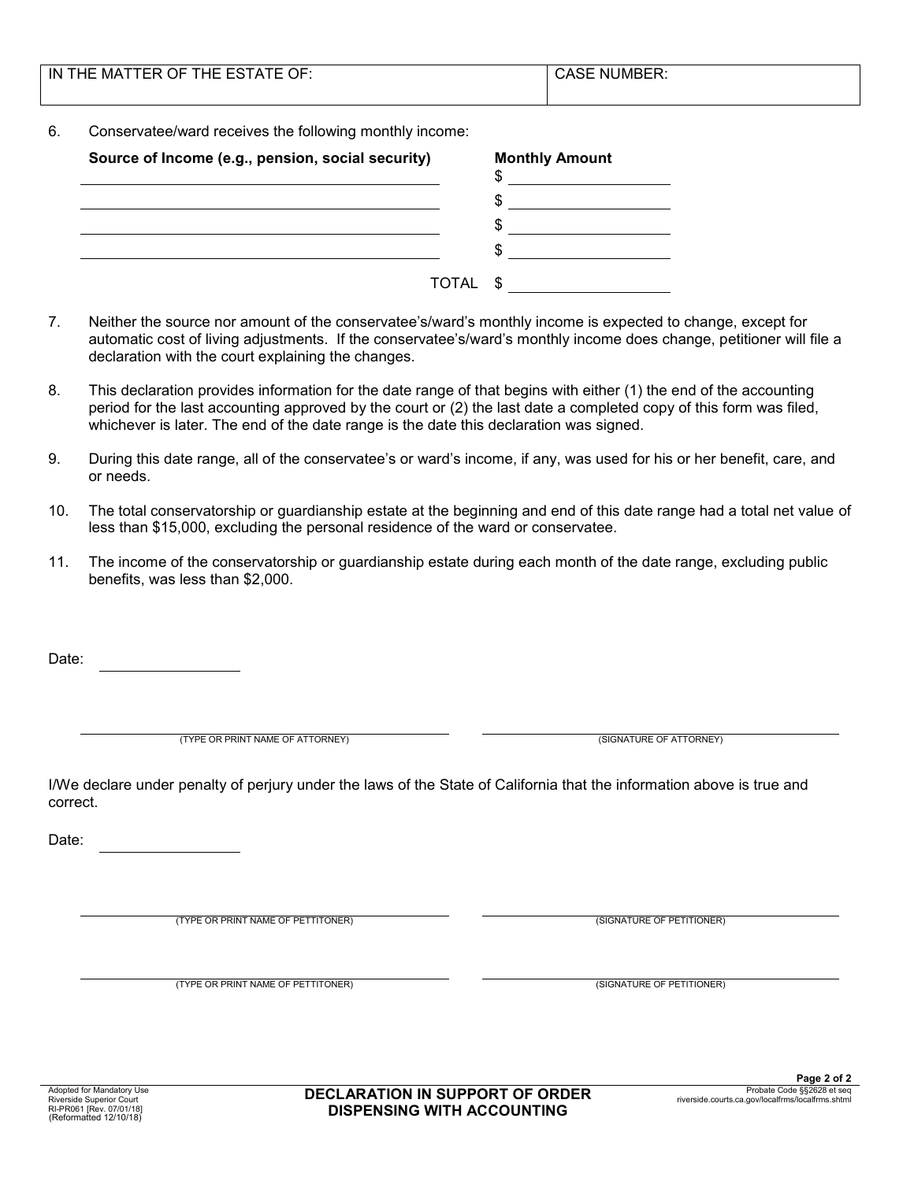| IN THE MATTER OF THE ESTATE OF: | CASE NUMBER: |
| --- | --- |
| | |

6. Conservatee/ward receives the following monthly income:

| **Source of Income (e.g., pension, social security)** | **Monthly Amount** |
| --- | --- |
| | $ |
| | $ |
| | $ |
| | $ |
| TOTAL | $ |

7. Neither the source nor amount of the conservatee's/ward's monthly income is expected to change, except for automatic cost of living adjustments. If the conservatee's/ward's monthly income does change, petitioner will file a declaration with the court explaining the changes.

8. This declaration provides information for the date range of that begins with either (1) the end of the accounting period for the last accounting approved by the court or (2) the last date a completed copy of this form was filed, whichever is later. The end of the date range is the date this declaration was signed.

9. During this date range, all of the conservatee's or ward's income, if any, was used for his or her benefit, care, and or needs.

10. The total conservatorship or guardianship estate at the beginning and end of this date range had a total net value of less than $15,000, excluding the personal residence of the ward or conservatee.

11. The income of the conservatorship or guardianship estate during each month of the date range, excluding public benefits, was less than $2,000.

Date: ______________

______________________________ ______________________________
(TYPE OR PRINT NAME OF ATTORNEY) (SIGNATURE OF ATTORNEY)

I/We declare under penalty of perjury under the laws of the State of California that the information above is true and correct.

Date: ______________

______________________________ ______________________________
(TYPE OR PRINT NAME OF PETTITONER) (SIGNATURE OF PETITIONER)

______________________________ ______________________________
(TYPE OR PRINT NAME OF PETTITONER) (SIGNATURE OF PETITIONER)

Adopted for Mandatory Use
Riverside Superior Court
RI-PR061 [Rev. 07/01/18]
(Reformatted 12/10/18)

**DECLARATION IN SUPPORT OF ORDER DISPENSING WITH ACCOUNTING**

Probate Code §§2628 et seq
riverside.courts.ca.gov/localfrms/localfrms.shtml